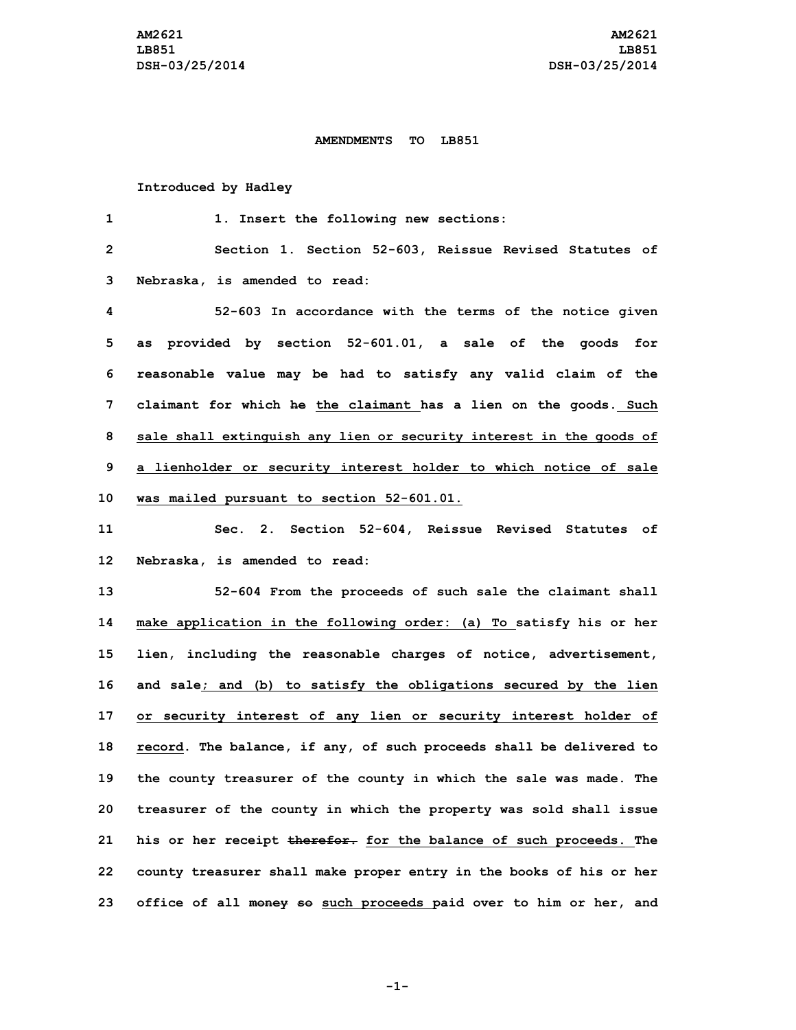**AMENDMENTS TO LB851**

**Introduced by Hadley**

1. Insert the following new sections:

Section 1. Section 52-603, Reissue Revised Statutes of Nebraska, is amended to read:

52-603 In accordance with the terms of the notice given as provided by section 52-601.01, a sale of the goods for reasonable value may be had to satisfy any valid claim of the claimant for which ~~he~~ <u>the claimant</u> has a lien on the goods.<u> Such sale shall extinguish any lien or security interest in the goods of a lienholder or security interest holder to which notice of sale was mailed pursuant to section 52-601.01.</u>

Sec. 2. Section 52-604, Reissue Revised Statutes of Nebraska, is amended to read:

52-604 From the proceeds of such sale the claimant shall <u>make application in the following order: (a) To</u> satisfy his or her lien, including the reasonable charges of notice, advertisement, and sale<u>; and (b) to satisfy the obligations secured by the lien or security interest of any lien or security interest holder of record</u>. The balance, if any, of such proceeds shall be delivered to the county treasurer of the county in which the sale was made. The treasurer of the county in which the property was sold shall issue his or her receipt ~~therefor.~~ <u>for the balance of such proceeds.</u> The county treasurer shall make proper entry in the books of his or her office of all ~~money so~~ <u>such proceeds</u> paid over to him or her, and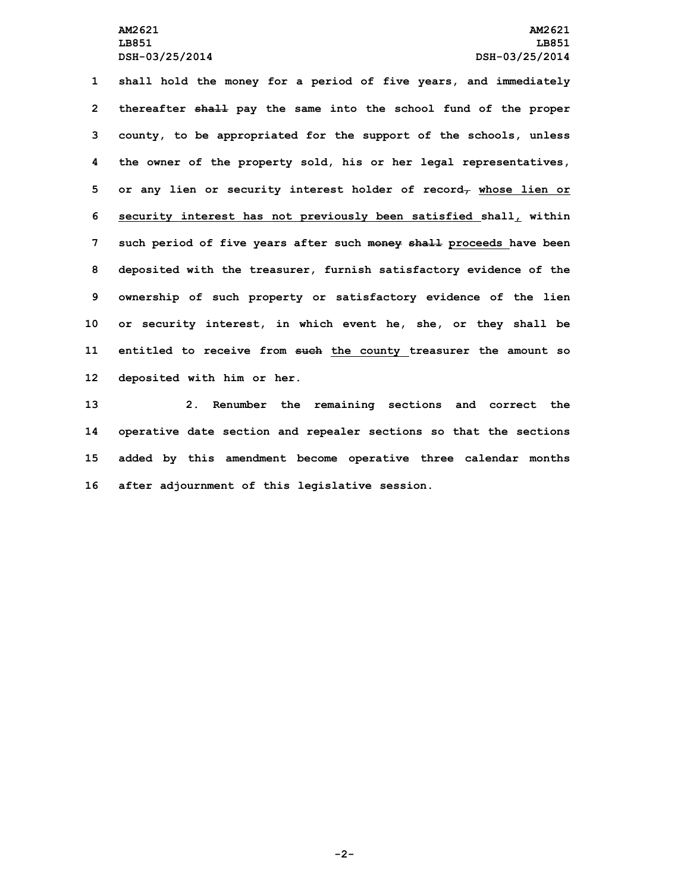shall hold the money for a period of five years, and immediately thereafter ~~shall~~ pay the same into the school fund of the proper county, to be appropriated for the support of the schools, unless the owner of the property sold, his or her legal representatives, or any lien or security interest holder of record~~,~~ whose lien or security interest has not previously been satisfied shall, within such period of five years after such ~~money shall~~ proceeds have been deposited with the treasurer, furnish satisfactory evidence of the ownership of such property or satisfactory evidence of the lien or security interest, in which event he, she, or they shall be entitled to receive from ~~such~~ the county treasurer the amount so deposited with him or her.

2. Renumber the remaining sections and correct the operative date section and repealer sections so that the sections added by this amendment become operative three calendar months after adjournment of this legislative session.